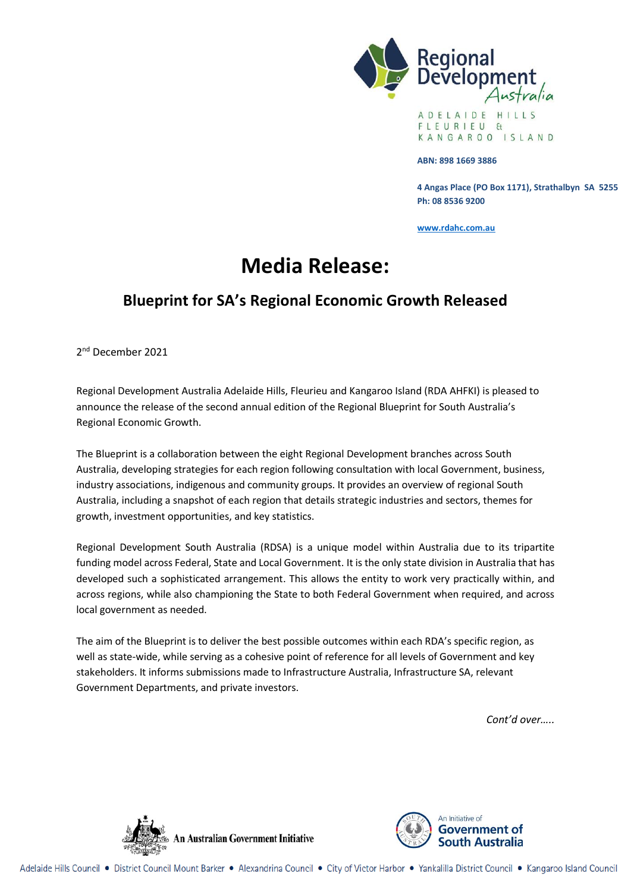Regional Development Australia

ADELAIDE HILLS
FLEURIEU &
KANGAROO ISLAND

**ABN: 898 1669 3886**

**4 Angas Place (PO Box 1171), Strathalbyn SA 5255**
**Ph: 08 8536 9200**

**www.rdahc.com.au**

# Media Release:

## Blueprint for SA's Regional Economic Growth Released

2nd December 2021

Regional Development Australia Adelaide Hills, Fleurieu and Kangaroo Island (RDA AHFKI) is pleased to announce the release of the second annual edition of the Regional Blueprint for South Australia's Regional Economic Growth.

The Blueprint is a collaboration between the eight Regional Development branches across South Australia, developing strategies for each region following consultation with local Government, business, industry associations, indigenous and community groups. It provides an overview of regional South Australia, including a snapshot of each region that details strategic industries and sectors, themes for growth, investment opportunities, and key statistics.

Regional Development South Australia (RDSA) is a unique model within Australia due to its tripartite funding model across Federal, State and Local Government. It is the only state division in Australia that has developed such a sophisticated arrangement. This allows the entity to work very practically within, and across regions, while also championing the State to both Federal Government when required, and across local government as needed.

The aim of the Blueprint is to deliver the best possible outcomes within each RDA's specific region, as well as state-wide, while serving as a cohesive point of reference for all levels of Government and key stakeholders. It informs submissions made to Infrastructure Australia, Infrastructure SA, relevant Government Departments, and private investors.

*Cont'd over…..*

An Australian Government Initiative

An Initiative of Government of South Australia

Adelaide Hills Council • District Council Mount Barker • Alexandrina Council • City of Victor Harbor • Yankalilla District Council • Kangaroo Island Council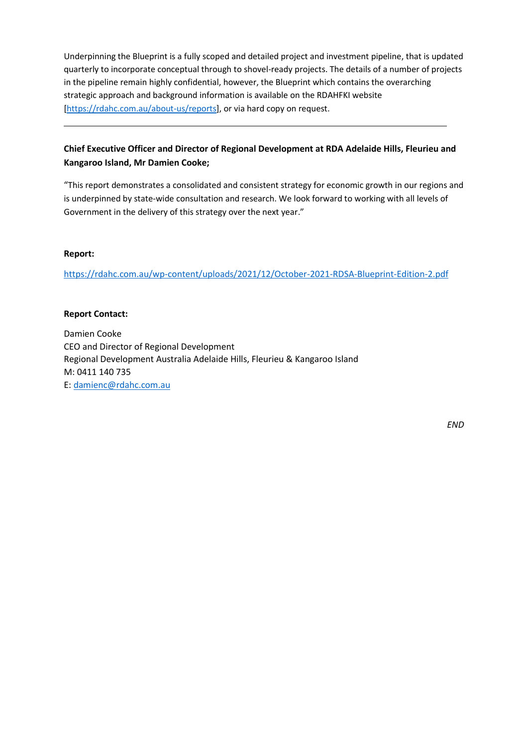Underpinning the Blueprint is a fully scoped and detailed project and investment pipeline, that is updated quarterly to incorporate conceptual through to shovel-ready projects. The details of a number of projects in the pipeline remain highly confidential, however, the Blueprint which contains the overarching strategic approach and background information is available on the RDAHFKI website [https://rdahc.com.au/about-us/reports], or via hard copy on request.

---

**Chief Executive Officer and Director of Regional Development at RDA Adelaide Hills, Fleurieu and Kangaroo Island, Mr Damien Cooke;**

"This report demonstrates a consolidated and consistent strategy for economic growth in our regions and is underpinned by state-wide consultation and research. We look forward to working with all levels of Government in the delivery of this strategy over the next year."

**Report:**

https://rdahc.com.au/wp-content/uploads/2021/12/October-2021-RDSA-Blueprint-Edition-2.pdf

**Report Contact:**

Damien Cooke  
CEO and Director of Regional Development  
Regional Development Australia Adelaide Hills, Fleurieu & Kangaroo Island  
M: 0411 140 735  
E: damienc@rdahc.com.au

*END*